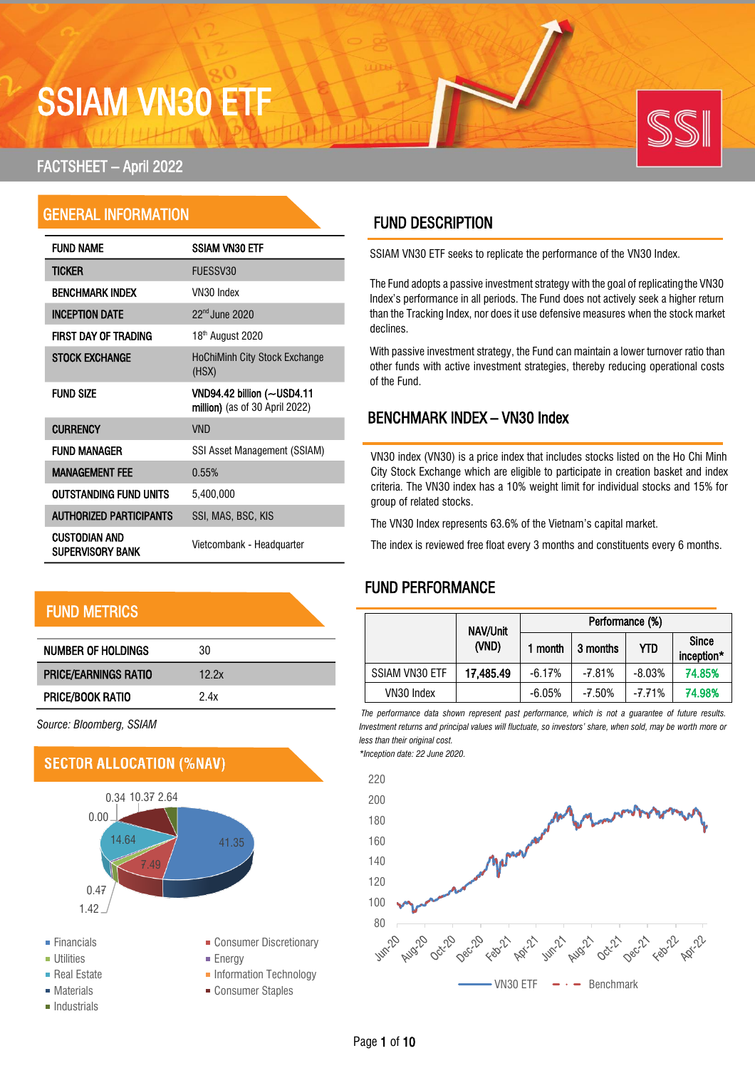# SSIAM VN30 ETF

## FACTSHEET – April 2022

## GENERAL INFORMATION

| | |
|---|---|
| FUND NAME | SSIAM VN30 ETF |
| TICKER | FUESSV30 |
| BENCHMARK INDEX | VN30 Index |
| INCEPTION DATE | 22nd June 2020 |
| FIRST DAY OF TRADING | 18th August 2020 |
| STOCK EXCHANGE | HoChiMinh City Stock Exchange (HSX) |
| FUND SIZE | **VND94.42 billion (~USD4.11 million)** (as of 30 April 2022) |
| CURRENCY | VND |
| FUND MANAGER | SSI Asset Management (SSIAM) |
| MANAGEMENT FEE | 0.55% |
| OUTSTANDING FUND UNITS | 5,400,000 |
| AUTHORIZED PARTICIPANTS | SSI, MAS, BSC, KIS |
| CUSTODIAN AND SUPERVISORY BANK | Vietcombank - Headquarter |

## FUND METRICS

| | |
|---|---|
| NUMBER OF HOLDINGS | 30 |
| PRICE/EARNINGS RATIO | 12.2x |
| PRICE/BOOK RATIO | 2.4x |

*Source: Bloomberg, SSIAM*

## SECTOR ALLOCATION (%NAV)

Values shown: 41.35, 7.49, 14.64, 0.00, 0.34, 10.37, 2.64, 0.47, 1.42

- Financials
- Utilities
- Real Estate
- Materials
- Industrials
- Consumer Discretionary
- Energy
- Information Technology
- Consumer Staples

## FUND DESCRIPTION

SSIAM VN30 ETF seeks to replicate the performance of the VN30 Index.

The Fund adopts a passive investment strategy with the goal of replicating the VN30 Index's performance in all periods. The Fund does not actively seek a higher return than the Tracking Index, nor does it use defensive measures when the stock market declines.

With passive investment strategy, the Fund can maintain a lower turnover ratio than other funds with active investment strategies, thereby reducing operational costs of the Fund.

## BENCHMARK INDEX – VN30 Index

VN30 index (VN30) is a price index that includes stocks listed on the Ho Chi Minh City Stock Exchange which are eligible to participate in creation basket and index criteria. The VN30 index has a 10% weight limit for individual stocks and 15% for group of related stocks.

The VN30 Index represents 63.6% of the Vietnam's capital market.

The index is reviewed free float every 3 months and constituents every 6 months.

## FUND PERFORMANCE

| | NAV/Unit (VND) | Performance (%) | | | |
|---|---|---|---|---|---|
| | | 1 month | 3 months | YTD | Since inception* |
| SSIAM VN30 ETF | **17,485.49** | -6.17% | -7.81% | -8.03% | **74.85%** |
| VN30 Index | | -6.05% | -7.50% | -7.71% | **74.98%** |

*The performance data shown represent past performance, which is not a guarantee of future results. Investment returns and principal values will fluctuate, so investors' share, when sold, may be worth more or less than their original cost.*

*\*Inception date: 22 June 2020.*

Chart: VN30 ETF vs. Benchmark, Jun-20 to Apr-22 (y-axis 80–220)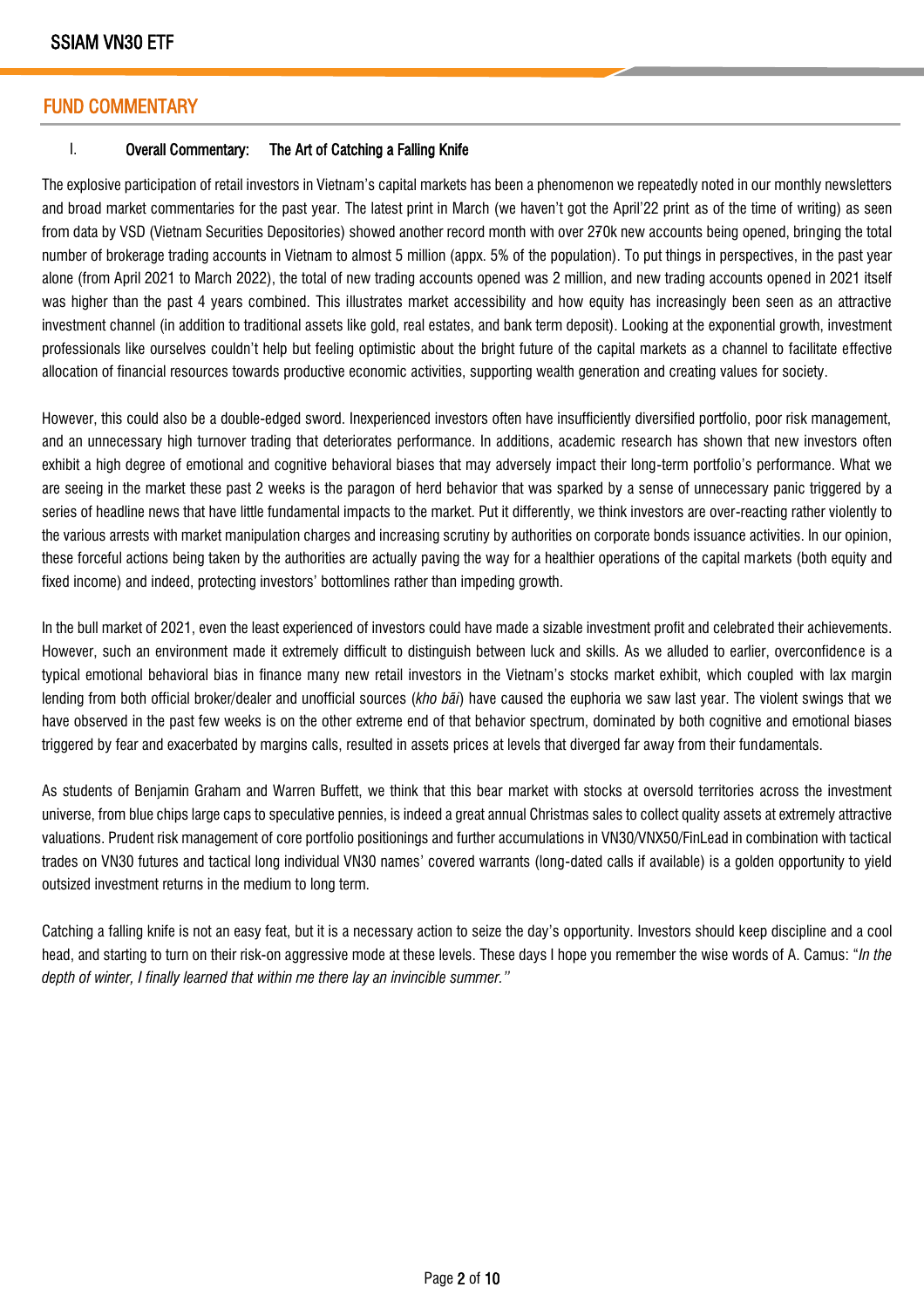## FUND COMMENTARY

### I. Overall Commentary: The Art of Catching a Falling Knife

The explosive participation of retail investors in Vietnam's capital markets has been a phenomenon we repeatedly noted in our monthly newsletters and broad market commentaries for the past year. The latest print in March (we haven't got the April'22 print as of the time of writing) as seen from data by VSD (Vietnam Securities Depositories) showed another record month with over 270k new accounts being opened, bringing the total number of brokerage trading accounts in Vietnam to almost 5 million (appx. 5% of the population). To put things in perspectives, in the past year alone (from April 2021 to March 2022), the total of new trading accounts opened was 2 million, and new trading accounts opened in 2021 itself was higher than the past 4 years combined. This illustrates market accessibility and how equity has increasingly been seen as an attractive investment channel (in addition to traditional assets like gold, real estates, and bank term deposit). Looking at the exponential growth, investment professionals like ourselves couldn't help but feeling optimistic about the bright future of the capital markets as a channel to facilitate effective allocation of financial resources towards productive economic activities, supporting wealth generation and creating values for society.

However, this could also be a double-edged sword. Inexperienced investors often have insufficiently diversified portfolio, poor risk management, and an unnecessary high turnover trading that deteriorates performance. In additions, academic research has shown that new investors often exhibit a high degree of emotional and cognitive behavioral biases that may adversely impact their long-term portfolio's performance. What we are seeing in the market these past 2 weeks is the paragon of herd behavior that was sparked by a sense of unnecessary panic triggered by a series of headline news that have little fundamental impacts to the market. Put it differently, we think investors are over-reacting rather violently to the various arrests with market manipulation charges and increasing scrutiny by authorities on corporate bonds issuance activities. In our opinion, these forceful actions being taken by the authorities are actually paving the way for a healthier operations of the capital markets (both equity and fixed income) and indeed, protecting investors' bottomlines rather than impeding growth.

In the bull market of 2021, even the least experienced of investors could have made a sizable investment profit and celebrated their achievements. However, such an environment made it extremely difficult to distinguish between luck and skills. As we alluded to earlier, overconfidence is a typical emotional behavioral bias in finance many new retail investors in the Vietnam's stocks market exhibit, which coupled with lax margin lending from both official broker/dealer and unofficial sources (*kho bãi*) have caused the euphoria we saw last year. The violent swings that we have observed in the past few weeks is on the other extreme end of that behavior spectrum, dominated by both cognitive and emotional biases triggered by fear and exacerbated by margins calls, resulted in assets prices at levels that diverged far away from their fundamentals.

As students of Benjamin Graham and Warren Buffett, we think that this bear market with stocks at oversold territories across the investment universe, from blue chips large caps to speculative pennies, is indeed a great annual Christmas sales to collect quality assets at extremely attractive valuations. Prudent risk management of core portfolio positionings and further accumulations in VN30/VNX50/FinLead in combination with tactical trades on VN30 futures and tactical long individual VN30 names' covered warrants (long-dated calls if available) is a golden opportunity to yield outsized investment returns in the medium to long term.

Catching a falling knife is not an easy feat, but it is a necessary action to seize the day's opportunity. Investors should keep discipline and a cool head, and starting to turn on their risk-on aggressive mode at these levels. These days I hope you remember the wise words of A. Camus: "*In the depth of winter, I finally learned that within me there lay an invincible summer.*"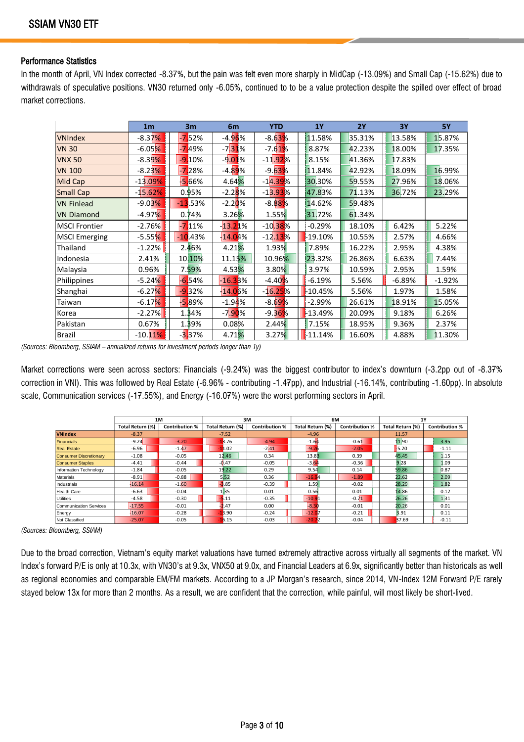## Performance Statistics

In the month of April, VN Index corrected -8.37%, but the pain was felt even more sharply in MidCap (-13.09%) and Small Cap (-15.62%) due to withdrawals of speculative positions. VN30 returned only -6.05%, continued to to be a value protection despite the spilled over effect of broad market corrections.

| | 1m | 3m | 6m | YTD | 1Y | 2Y | 3Y | 5Y |
|---|---|---|---|---|---|---|---|---|
| VNIndex | -8.37% | -7.52% | -4.96% | -8.63% | 11.58% | 35.31% | 13.58% | 15.87% |
| VN 30 | -6.05% | -7.49% | -7.31% | -7.61% | 8.87% | 42.23% | 18.00% | 17.35% |
| VNX 50 | -8.39% | -9.10% | -9.01% | -11.92% | 8.15% | 41.36% | 17.83% | |
| VN 100 | -8.23% | -7.28% | -4.89% | -9.63% | 11.84% | 42.92% | 18.09% | 16.99% |
| Mid Cap | -13.09% | -5.66% | 4.64% | -14.39% | 30.30% | 59.55% | 27.96% | 18.06% |
| Small Cap | -15.62% | 0.95% | -2.28% | -13.93% | 47.83% | 71.13% | 36.72% | 23.29% |
| VN Finlead | -9.03% | -13.53% | -2.20% | -8.88% | 14.62% | 59.48% | | |
| VN Diamond | -4.97% | 0.74% | 3.26% | 1.55% | 31.72% | 61.34% | | |
| MSCI Frontier | -2.76% | -7.11% | -13.21% | -10.38% | -0.29% | 18.10% | 6.42% | 5.22% |
| MSCI Emerging | -5.55% | -10.43% | -14.04% | -12.13% | -19.10% | 10.55% | 2.57% | 4.66% |
| Thailand | -1.22% | 2.46% | 4.21% | 1.93% | 7.89% | 16.22% | 2.95% | 4.38% |
| Indonesia | 2.41% | 10.10% | 11.15% | 10.96% | 23.32% | 26.86% | 6.63% | 7.44% |
| Malaysia | 0.96% | 7.59% | 4.53% | 3.80% | 3.97% | 10.59% | 2.95% | 1.59% |
| Philippines | -5.24% | -6.54% | -16.33% | -4.40% | -6.19% | 5.56% | -6.89% | -1.92% |
| Shanghai | -6.27% | -9.32% | -14.06% | -16.25% | -10.45% | 5.56% | 1.97% | 1.58% |
| Taiwan | -6.17% | -5.89% | -1.94% | -8.69% | -2.99% | 26.61% | 18.91% | 15.05% |
| Korea | -2.27% | 1.34% | -7.90% | -9.36% | -13.49% | 20.09% | 9.18% | 6.26% |
| Pakistan | 0.67% | 1.39% | 0.08% | 2.44% | 7.15% | 18.95% | 9.36% | 2.37% |
| Brazil | -10.11% | -3.37% | 4.71% | 3.27% | -11.14% | 16.60% | 4.88% | 11.30% |

*(Sources: Bloomberg, SSIAM – annualized returns for investment periods longer than 1y)*

Market corrections were seen across sectors: Financials (-9.24%) was the biggest contributor to index's downturn (-3.2pp out of -8.37% correction in VNI). This was followed by Real Estate (-6.96% - contributing -1.47pp), and Industrial (-16.14%, contributing -1.60pp). In absolute scale, Communication services (-17.55%), and Energy (-16.07%) were the worst performing sectors in April.

| | 1M | | 3M | | 6M | | 1Y | |
|---|---|---|---|---|---|---|---|---|
| | Total Return (%) | Contribution % | Total Return (%) | Contribution % | Total Return (%) | Contribution % | Total Return (%) | Contribution % |
| VNIndex | -8.37 | | -7.52 | | -4.96 | | 11.57 | |
| Financials | -9.24 | -3.20 | -13.76 | -4.94 | -1.64 | -0.61 | 11.90 | 3.95 |
| Real Estate | -6.96 | -1.47 | -11.02 | -2.41 | -9.26 | -2.05 | -5.20 | -1.11 |
| Consumer Discretionary | -1.08 | -0.05 | 12.46 | 0.34 | 13.83 | 0.39 | 45.45 | 1.15 |
| Consumer Staples | -4.41 | -0.44 | -0.47 | -0.05 | -3.64 | -0.36 | 9.28 | 1.09 |
| Information Technology | -1.84 | -0.05 | 19.22 | 0.29 | 9.54 | 0.14 | 59.86 | 0.87 |
| Materials | -8.91 | -0.88 | 5.52 | 0.36 | -16.94 | -1.89 | 22.62 | 2.09 |
| Industrials | -16.14 | -1.60 | -3.85 | -0.39 | 1.59 | -0.02 | 28.29 | 1.82 |
| Health Care | -6.63 | -0.04 | 1.35 | 0.01 | 0.56 | 0.01 | 14.86 | 0.12 |
| Utilities | -4.58 | -0.30 | -5.11 | -0.35 | -10.31 | -0.71 | 26.26 | 1.31 |
| Communication Services | -17.55 | -0.01 | -2.47 | 0.00 | -8.30 | -0.01 | 20.26 | 0.01 |
| Energy | -16.07 | -0.28 | -13.90 | -0.24 | -12.07 | -0.21 | 3.91 | 0.11 |
| Not Classified | -25.07 | -0.05 | -16.15 | -0.03 | -20.72 | -0.04 | 37.69 | -0.11 |

*(Sources: Bloomberg, SSIAM)*

Due to the broad correction, Vietnam's equity market valuations have turned extremely attractive across virtually all segments of the market. VN Index's forward P/E is only at 10.3x, with VN30's at 9.3x, VNX50 at 9.0x, and Financial Leaders at 6.9x, significantly better than historicals as well as regional economies and comparable EM/FM markets. According to a JP Morgan's research, since 2014, VN-Index 12M Forward P/E rarely stayed below 13x for more than 2 months. As a result, we are confident that the correction, while painful, will most likely be short-lived.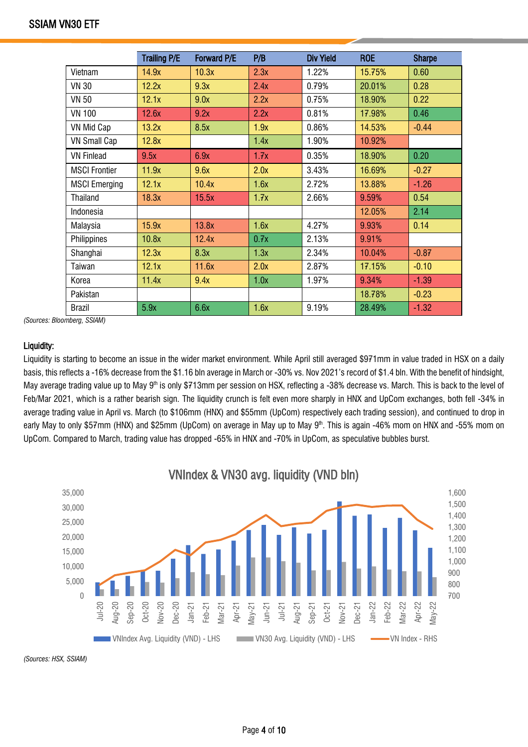| | Trailing P/E | Forward P/E | P/B | Div Yield | ROE | Sharpe |
|---|---|---|---|---|---|---|
| Vietnam | 14.9x | 10.3x | 2.3x | 1.22% | 15.75% | 0.60 |
| VN 30 | 12.2x | 9.3x | 2.4x | 0.79% | 20.01% | 0.28 |
| VN 50 | 12.1x | 9.0x | 2.2x | 0.75% | 18.90% | 0.22 |
| VN 100 | 12.6x | 9.2x | 2.2x | 0.81% | 17.98% | 0.46 |
| VN Mid Cap | 13.2x | 8.5x | 1.9x | 0.86% | 14.53% | -0.44 |
| VN Small Cap | 12.8x | | 1.4x | 1.90% | 10.92% | |
| VN Finlead | 9.5x | 6.9x | 1.7x | 0.35% | 18.90% | 0.20 |
| MSCI Frontier | 11.9x | 9.6x | 2.0x | 3.43% | 16.69% | -0.27 |
| MSCI Emerging | 12.1x | 10.4x | 1.6x | 2.72% | 13.88% | -1.26 |
| Thailand | 18.3x | 15.5x | 1.7x | 2.66% | 9.59% | 0.54 |
| Indonesia | | | | | 12.05% | 2.14 |
| Malaysia | 15.9x | 13.8x | 1.6x | 4.27% | 9.93% | 0.14 |
| Philippines | 10.8x | 12.4x | 0.7x | 2.13% | 9.91% | |
| Shanghai | 12.3x | 8.3x | 1.3x | 2.34% | 10.04% | -0.87 |
| Taiwan | 12.1x | 11.6x | 2.0x | 2.87% | 17.15% | -0.10 |
| Korea | 11.4x | 9.4x | 1.0x | 1.97% | 9.34% | -1.39 |
| Pakistan | | | | | 18.78% | -0.23 |
| Brazil | 5.9x | 6.6x | 1.6x | 9.19% | 28.49% | -1.32 |

*(Sources: Bloomberg, SSIAM)*

**Liquidity:**

Liquidity is starting to become an issue in the wider market environment. While April still averaged $971mm in value traded in HSX on a daily basis, this reflects a -16% decrease from the $1.16 bln average in March or -30% vs. Nov 2021's record of $1.4 bln. With the benefit of hindsight, May average trading value up to May 9th is only $713mm per session on HSX, reflecting a -38% decrease vs. March. This is back to the level of Feb/Mar 2021, which is a rather bearish sign. The liquidity crunch is felt even more sharply in HNX and UpCom exchanges, both fell -34% in average trading value in April vs. March (to $106mm (HNX) and $55mm (UpCom) respectively each trading session), and continued to drop in early May to only $57mm (HNX) and $25mm (UpCom) on average in May up to May 9th. This is again -46% mom on HNX and -55% mom on UpCom. Compared to March, trading value has dropped -65% in HNX and -70% in UpCom, as speculative bubbles burst.

VNIndex & VN30 avg. liquidity (VND bln)

*(Sources: HSX, SSIAM)*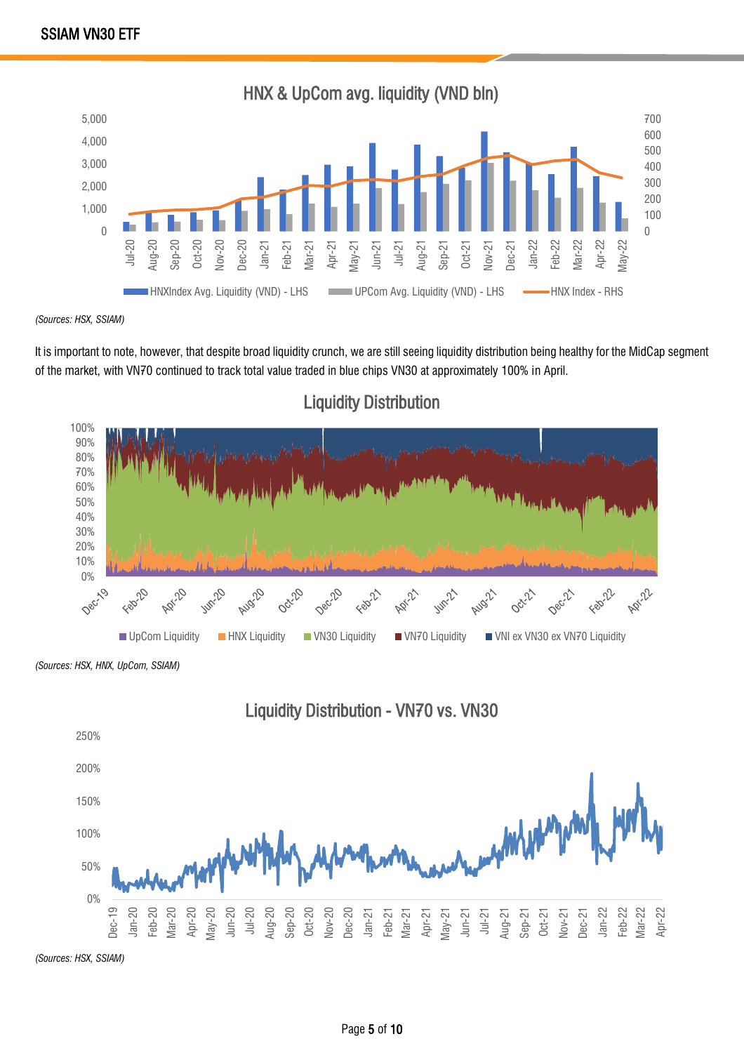HNX & UpCom avg. liquidity (VND bln)

*(Sources: HSX, SSIAM)*

It is important to note, however, that despite broad liquidity crunch, we are still seeing liquidity distribution being healthy for the MidCap segment of the market, with VN70 continued to track total value traded in blue chips VN30 at approximately 100% in April.

Liquidity Distribution

*(Sources: HSX, HNX, UpCom, SSIAM)*

Liquidity Distribution - VN70 vs. VN30

*(Sources: HSX, SSIAM)*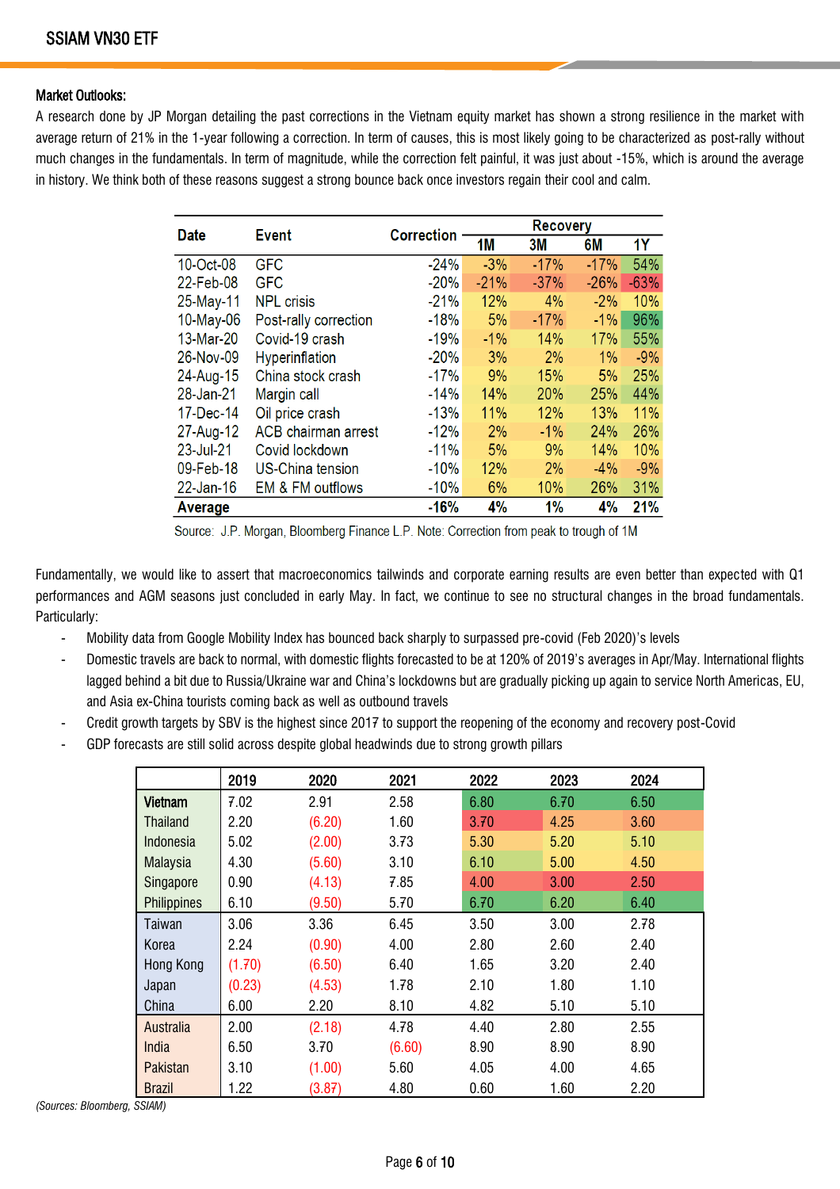**Market Outlooks:**

A research done by JP Morgan detailing the past corrections in the Vietnam equity market has shown a strong resilience in the market with average return of 21% in the 1-year following a correction. In term of causes, this is most likely going to be characterized as post-rally without much changes in the fundamentals. In term of magnitude, while the correction felt painful, it was just about -15%, which is around the average in history. We think both of these reasons suggest a strong bounce back once investors regain their cool and calm.

| Date | Event | Correction | Recovery | | | |
|---|---|---|---|---|---|---|
| | | | 1M | 3M | 6M | 1Y |
| 10-Oct-08 | GFC | -24% | -3% | -17% | -17% | 54% |
| 22-Feb-08 | GFC | -20% | -21% | -37% | -26% | -63% |
| 25-May-11 | NPL crisis | -21% | 12% | 4% | -2% | 10% |
| 10-May-06 | Post-rally correction | -18% | 5% | -17% | -1% | 96% |
| 13-Mar-20 | Covid-19 crash | -19% | -1% | 14% | 17% | 55% |
| 26-Nov-09 | Hyperinflation | -20% | 3% | 2% | 1% | -9% |
| 24-Aug-15 | China stock crash | -17% | 9% | 15% | 5% | 25% |
| 28-Jan-21 | Margin call | -14% | 14% | 20% | 25% | 44% |
| 17-Dec-14 | Oil price crash | -13% | 11% | 12% | 13% | 11% |
| 27-Aug-12 | ACB chairman arrest | -12% | 2% | -1% | 24% | 26% |
| 23-Jul-21 | Covid lockdown | -11% | 5% | 9% | 14% | 10% |
| 09-Feb-18 | US-China tension | -10% | 12% | 2% | -4% | -9% |
| 22-Jan-16 | EM & FM outflows | -10% | 6% | 10% | 26% | 31% |
| **Average** | | **-16%** | **4%** | **1%** | **4%** | **21%** |

Source: J.P. Morgan, Bloomberg Finance L.P. Note: Correction from peak to trough of 1M

Fundamentally, we would like to assert that macroeconomics tailwinds and corporate earning results are even better than expected with Q1 performances and AGM seasons just concluded in early May. In fact, we continue to see no structural changes in the broad fundamentals. Particularly:

- Mobility data from Google Mobility Index has bounced back sharply to surpassed pre-covid (Feb 2020)'s levels
- Domestic travels are back to normal, with domestic flights forecasted to be at 120% of 2019's averages in Apr/May. International flights lagged behind a bit due to Russia/Ukraine war and China's lockdowns but are gradually picking up again to service North Americas, EU, and Asia ex-China tourists coming back as well as outbound travels
- Credit growth targets by SBV is the highest since 2017 to support the reopening of the economy and recovery post-Covid
- GDP forecasts are still solid across despite global headwinds due to strong growth pillars

| | 2019 | 2020 | 2021 | 2022 | 2023 | 2024 |
|---|---|---|---|---|---|---|
| **Vietnam** | 7.02 | 2.91 | 2.58 | 6.80 | 6.70 | 6.50 |
| Thailand | 2.20 | (6.20) | 1.60 | 3.70 | 4.25 | 3.60 |
| Indonesia | 5.02 | (2.00) | 3.73 | 5.30 | 5.20 | 5.10 |
| Malaysia | 4.30 | (5.60) | 3.10 | 6.10 | 5.00 | 4.50 |
| Singapore | 0.90 | (4.13) | 7.85 | 4.00 | 3.00 | 2.50 |
| Philippines | 6.10 | (9.50) | 5.70 | 6.70 | 6.20 | 6.40 |
| Taiwan | 3.06 | 3.36 | 6.45 | 3.50 | 3.00 | 2.78 |
| Korea | 2.24 | (0.90) | 4.00 | 2.80 | 2.60 | 2.40 |
| Hong Kong | (1.70) | (6.50) | 6.40 | 1.65 | 3.20 | 2.40 |
| Japan | (0.23) | (4.53) | 1.78 | 2.10 | 1.80 | 1.10 |
| China | 6.00 | 2.20 | 8.10 | 4.82 | 5.10 | 5.10 |
| Australia | 2.00 | (2.18) | 4.78 | 4.40 | 2.80 | 2.55 |
| India | 6.50 | 3.70 | (6.60) | 8.90 | 8.90 | 8.90 |
| Pakistan | 3.10 | (1.00) | 5.60 | 4.05 | 4.00 | 4.65 |
| Brazil | 1.22 | (3.87) | 4.80 | 0.60 | 1.60 | 2.20 |

*(Sources: Bloomberg, SSIAM)*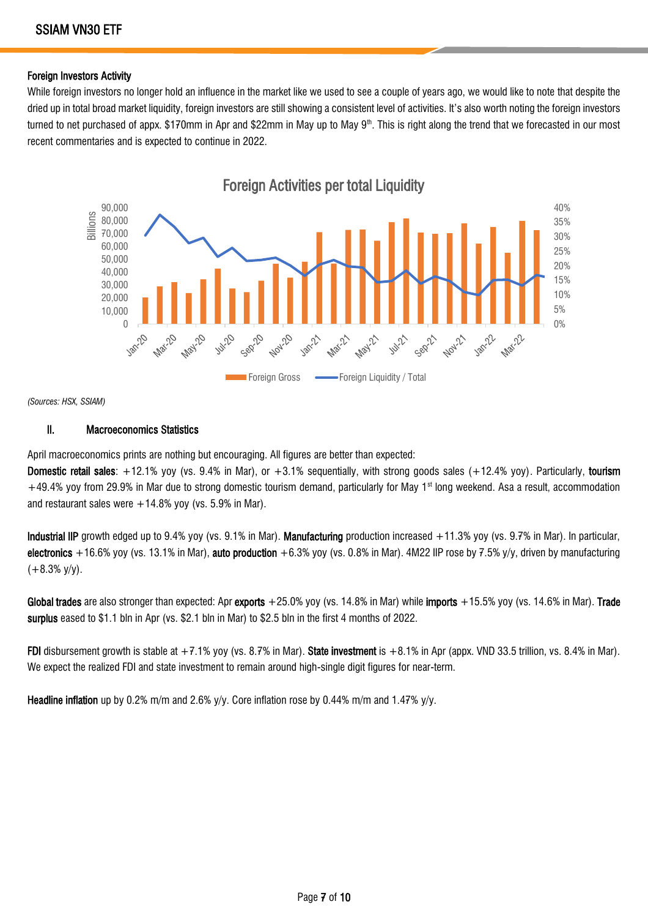## Foreign Investors Activity

While foreign investors no longer hold an influence in the market like we used to see a couple of years ago, we would like to note that despite the dried up in total broad market liquidity, foreign investors are still showing a consistent level of activities. It's also worth noting the foreign investors turned to net purchased of appx. $170mm in Apr and $22mm in May up to May 9th. This is right along the trend that we forecasted in our most recent commentaries and is expected to continue in 2022.

*(Sources: HSX, SSIAM)*

## II. Macroeconomics Statistics

April macroeconomics prints are nothing but encouraging. All figures are better than expected:

**Domestic retail sales**: +12.1% yoy (vs. 9.4% in Mar), or +3.1% sequentially, with strong goods sales (+12.4% yoy). Particularly, **tourism** +49.4% yoy from 29.9% in Mar due to strong domestic tourism demand, particularly for May 1st long weekend. Asa a result, accommodation and restaurant sales were +14.8% yoy (vs. 5.9% in Mar).

**Industrial IIP** growth edged up to 9.4% yoy (vs. 9.1% in Mar). **Manufacturing** production increased +11.3% yoy (vs. 9.7% in Mar). In particular, **electronics** +16.6% yoy (vs. 13.1% in Mar), **auto production** +6.3% yoy (vs. 0.8% in Mar). 4M22 IIP rose by 7.5% y/y, driven by manufacturing (+8.3% y/y).

**Global trades** are also stronger than expected: Apr **exports** +25.0% yoy (vs. 14.8% in Mar) while **imports** +15.5% yoy (vs. 14.6% in Mar). **Trade surplus** eased to $1.1 bln in Apr (vs. $2.1 bln in Mar) to $2.5 bln in the first 4 months of 2022.

**FDI** disbursement growth is stable at +7.1% yoy (vs. 8.7% in Mar). **State investment** is +8.1% in Apr (appx. VND 33.5 trillion, vs. 8.4% in Mar). We expect the realized FDI and state investment to remain around high-single digit figures for near-term.

**Headline inflation** up by 0.2% m/m and 2.6% y/y. Core inflation rose by 0.44% m/m and 1.47% y/y.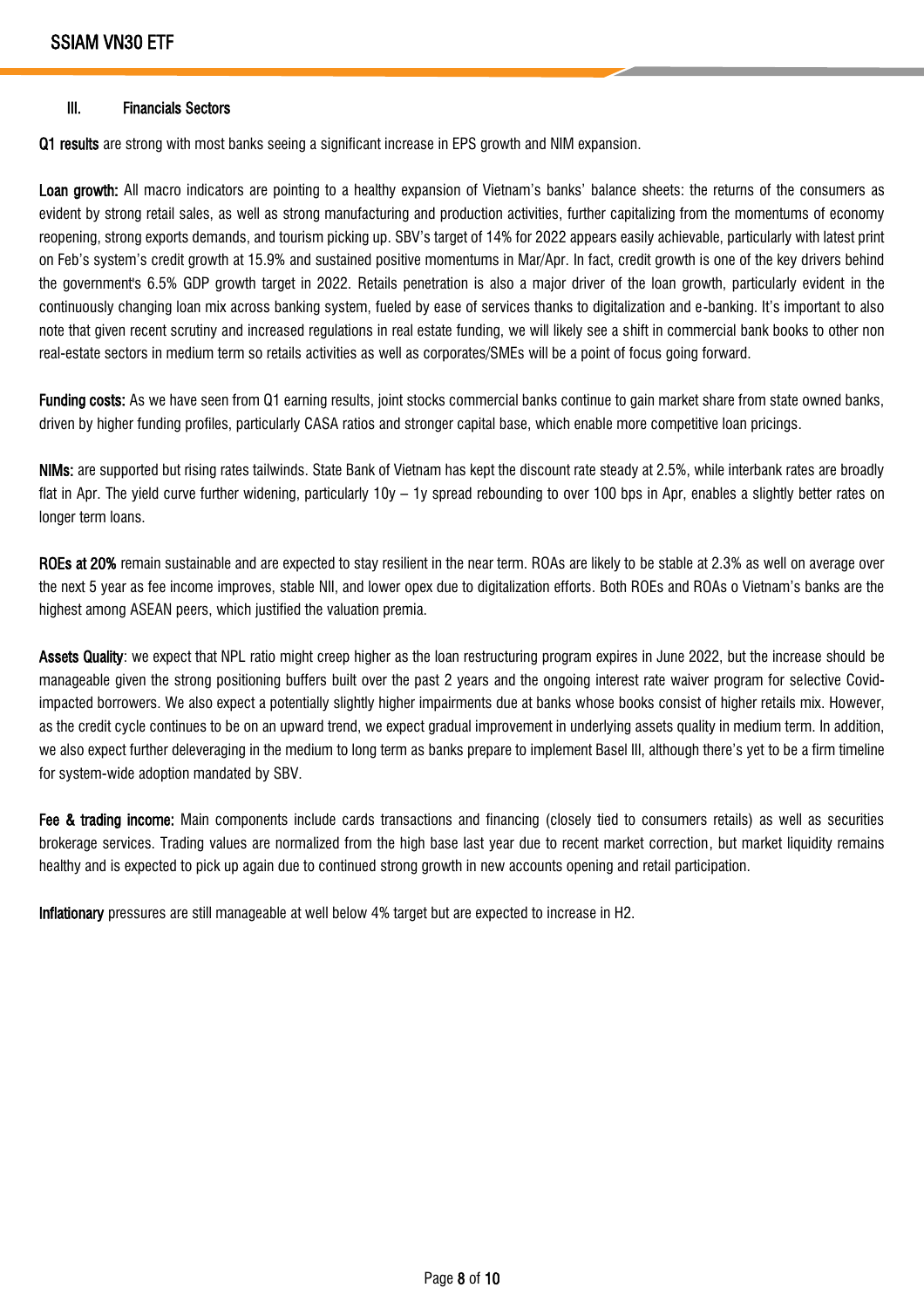## III. Financials Sectors

**Q1 results** are strong with most banks seeing a significant increase in EPS growth and NIM expansion.

**Loan growth:** All macro indicators are pointing to a healthy expansion of Vietnam's banks' balance sheets: the returns of the consumers as evident by strong retail sales, as well as strong manufacturing and production activities, further capitalizing from the momentums of economy reopening, strong exports demands, and tourism picking up. SBV's target of 14% for 2022 appears easily achievable, particularly with latest print on Feb's system's credit growth at 15.9% and sustained positive momentums in Mar/Apr. In fact, credit growth is one of the key drivers behind the government's 6.5% GDP growth target in 2022. Retails penetration is also a major driver of the loan growth, particularly evident in the continuously changing loan mix across banking system, fueled by ease of services thanks to digitalization and e-banking. It's important to also note that given recent scrutiny and increased regulations in real estate funding, we will likely see a shift in commercial bank books to other non real-estate sectors in medium term so retails activities as well as corporates/SMEs will be a point of focus going forward.

**Funding costs:** As we have seen from Q1 earning results, joint stocks commercial banks continue to gain market share from state owned banks, driven by higher funding profiles, particularly CASA ratios and stronger capital base, which enable more competitive loan pricings.

**NIMs:** are supported but rising rates tailwinds. State Bank of Vietnam has kept the discount rate steady at 2.5%, while interbank rates are broadly flat in Apr. The yield curve further widening, particularly 10y – 1y spread rebounding to over 100 bps in Apr, enables a slightly better rates on longer term loans.

**ROEs at 20%** remain sustainable and are expected to stay resilient in the near term. ROAs are likely to be stable at 2.3% as well on average over the next 5 year as fee income improves, stable NII, and lower opex due to digitalization efforts. Both ROEs and ROAs o Vietnam's banks are the highest among ASEAN peers, which justified the valuation premia.

**Assets Quality**: we expect that NPL ratio might creep higher as the loan restructuring program expires in June 2022, but the increase should be manageable given the strong positioning buffers built over the past 2 years and the ongoing interest rate waiver program for selective Covid-impacted borrowers. We also expect a potentially slightly higher impairments due at banks whose books consist of higher retails mix. However, as the credit cycle continues to be on an upward trend, we expect gradual improvement in underlying assets quality in medium term. In addition, we also expect further deleveraging in the medium to long term as banks prepare to implement Basel III, although there's yet to be a firm timeline for system-wide adoption mandated by SBV.

**Fee & trading income:** Main components include cards transactions and financing (closely tied to consumers retails) as well as securities brokerage services. Trading values are normalized from the high base last year due to recent market correction, but market liquidity remains healthy and is expected to pick up again due to continued strong growth in new accounts opening and retail participation.

**Inflationary** pressures are still manageable at well below 4% target but are expected to increase in H2.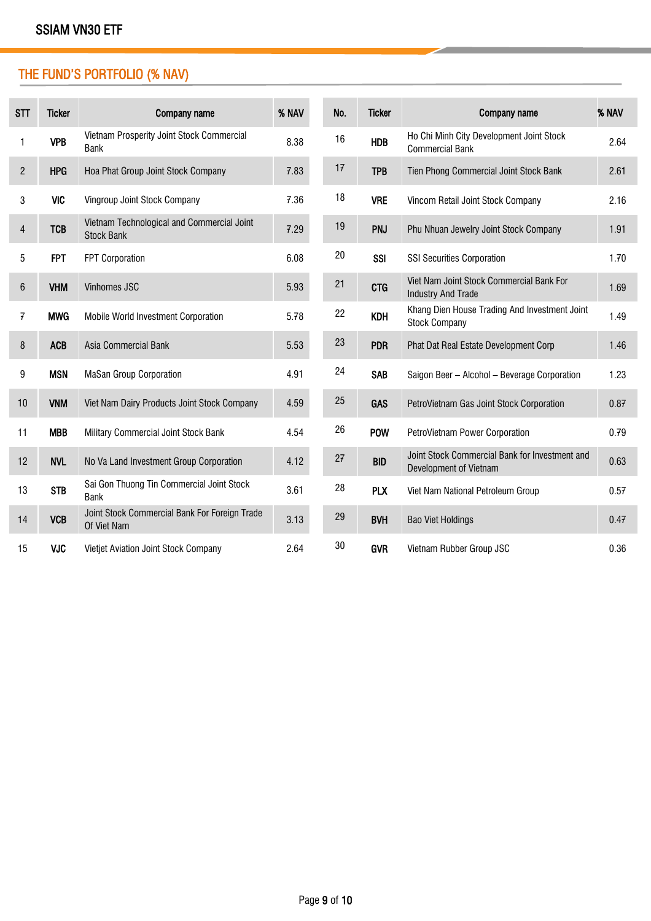## THE FUND'S PORTFOLIO (% NAV)

| STT | Ticker | Company name | % NAV |
|---|---|---|---|
| 1 | VPB | Vietnam Prosperity Joint Stock Commercial Bank | 8.38 |
| 2 | HPG | Hoa Phat Group Joint Stock Company | 7.83 |
| 3 | VIC | Vingroup Joint Stock Company | 7.36 |
| 4 | TCB | Vietnam Technological and Commercial Joint Stock Bank | 7.29 |
| 5 | FPT | FPT Corporation | 6.08 |
| 6 | VHM | Vinhomes JSC | 5.93 |
| 7 | MWG | Mobile World Investment Corporation | 5.78 |
| 8 | ACB | Asia Commercial Bank | 5.53 |
| 9 | MSN | MaSan Group Corporation | 4.91 |
| 10 | VNM | Viet Nam Dairy Products Joint Stock Company | 4.59 |
| 11 | MBB | Military Commercial Joint Stock Bank | 4.54 |
| 12 | NVL | No Va Land Investment Group Corporation | 4.12 |
| 13 | STB | Sai Gon Thuong Tin Commercial Joint Stock Bank | 3.61 |
| 14 | VCB | Joint Stock Commercial Bank For Foreign Trade Of Viet Nam | 3.13 |
| 15 | VJC | Vietjet Aviation Joint Stock Company | 2.64 |

| No. | Ticker | Company name | % NAV |
|---|---|---|---|
| 16 | HDB | Ho Chi Minh City Development Joint Stock Commercial Bank | 2.64 |
| 17 | TPB | Tien Phong Commercial Joint Stock Bank | 2.61 |
| 18 | VRE | Vincom Retail Joint Stock Company | 2.16 |
| 19 | PNJ | Phu Nhuan Jewelry Joint Stock Company | 1.91 |
| 20 | SSI | SSI Securities Corporation | 1.70 |
| 21 | CTG | Viet Nam Joint Stock Commercial Bank For Industry And Trade | 1.69 |
| 22 | KDH | Khang Dien House Trading And Investment Joint Stock Company | 1.49 |
| 23 | PDR | Phat Dat Real Estate Development Corp | 1.46 |
| 24 | SAB | Saigon Beer – Alcohol – Beverage Corporation | 1.23 |
| 25 | GAS | PetroVietnam Gas Joint Stock Corporation | 0.87 |
| 26 | POW | PetroVietnam Power Corporation | 0.79 |
| 27 | BID | Joint Stock Commercial Bank for Investment and Development of Vietnam | 0.63 |
| 28 | PLX | Viet Nam National Petroleum Group | 0.57 |
| 29 | BVH | Bao Viet Holdings | 0.47 |
| 30 | GVR | Vietnam Rubber Group JSC | 0.36 |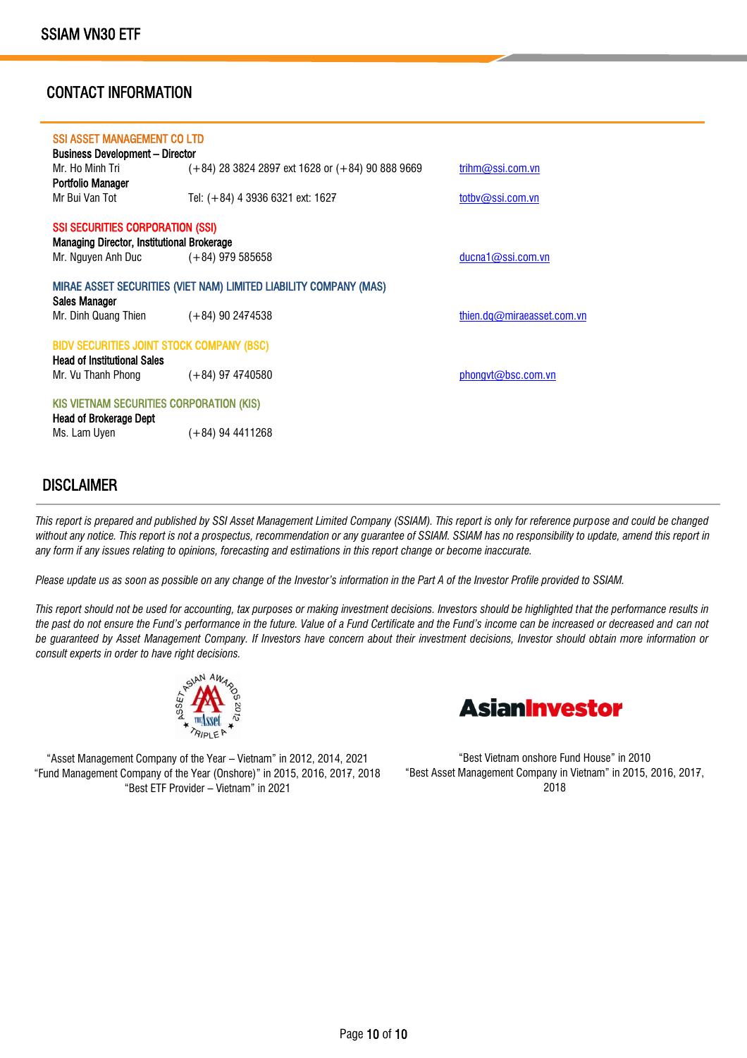## CONTACT INFORMATION

**SSI ASSET MANAGEMENT CO LTD**

**Business Development – Director**

Mr. Ho Minh Tri (+84) 28 3824 2897 ext 1628 or (+84) 90 888 9669 trihm@ssi.com.vn

**Portfolio Manager**

Mr Bui Van Tot Tel: (+84) 4 3936 6321 ext: 1627 totbv@ssi.com.vn

**SSI SECURITIES CORPORATION (SSI)**

**Managing Director, Institutional Brokerage**

Mr. Nguyen Anh Duc (+84) 979 585658 ducna1@ssi.com.vn

**MIRAE ASSET SECURITIES (VIET NAM) LIMITED LIABILITY COMPANY (MAS)**

**Sales Manager**

Mr. Dinh Quang Thien (+84) 90 2474538 thien.dq@miraeasset.com.vn

**BIDV SECURITIES JOINT STOCK COMPANY (BSC)**

**Head of Institutional Sales**

Mr. Vu Thanh Phong (+84) 97 4740580 phongvt@bsc.com.vn

**KIS VIETNAM SECURITIES CORPORATION (KIS)**

**Head of Brokerage Dept**

Ms. Lam Uyen (+84) 94 4411268

## DISCLAIMER

*This report is prepared and published by SSI Asset Management Limited Company (SSIAM). This report is only for reference purpose and could be changed without any notice. This report is not a prospectus, recommendation or any guarantee of SSIAM. SSIAM has no responsibility to update, amend this report in any form if any issues relating to opinions, forecasting and estimations in this report change or become inaccurate.*

*Please update us as soon as possible on any change of the Investor's information in the Part A of the Investor Profile provided to SSIAM.*

*This report should not be used for accounting, tax purposes or making investment decisions. Investors should be highlighted that the performance results in the past do not ensure the Fund's performance in the future. Value of a Fund Certificate and the Fund's income can be increased or decreased and can not be guaranteed by Asset Management Company. If Investors have concern about their investment decisions, Investor should obtain more information or consult experts in order to have right decisions.*

"Asset Management Company of the Year – Vietnam" in 2012, 2014, 2021
"Fund Management Company of the Year (Onshore)" in 2015, 2016, 2017, 2018
"Best ETF Provider – Vietnam" in 2021

"Best Vietnam onshore Fund House" in 2010
"Best Asset Management Company in Vietnam" in 2015, 2016, 2017, 2018